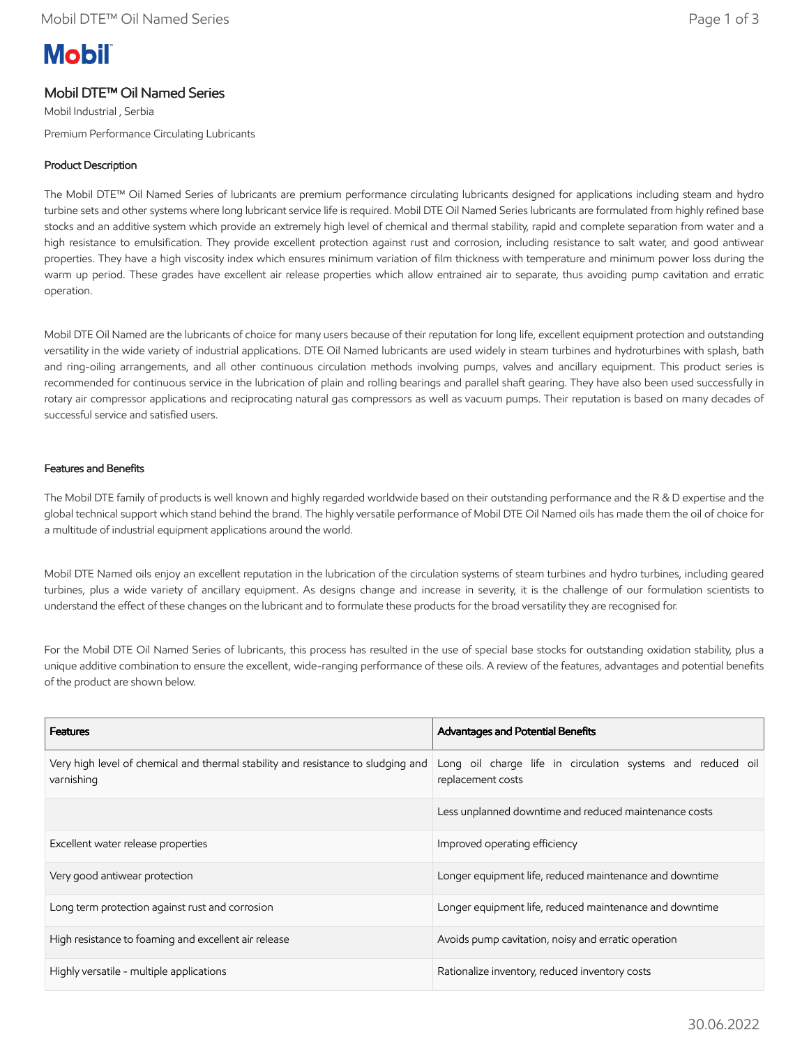# Mobil DTE™ Oil Named Series

Mobil Industrial , Serbia

Premium Performance Circulating Lubricants

## Product Description

The Mobil DTE™ Oil Named Series of lubricants are premium performance circulating lubricants designed for applications including steam and hydro turbine sets and other systems where long lubricant service life is required. Mobil DTE Oil Named Series lubricants are formulated from highly refined base stocks and an additive system which provide an extremely high level of chemical and thermal stability, rapid and complete separation from water and a high resistance to emulsification. They provide excellent protection against rust and corrosion, including resistance to salt water, and good antiwear properties. They have a high viscosity index which ensures minimum variation of film thickness with temperature and minimum power loss during the warm up period. These grades have excellent air release properties which allow entrained air to separate, thus avoiding pump cavitation and erratic operation.

Mobil DTE Oil Named are the lubricants of choice for many users because of their reputation for long life, excellent equipment protection and outstanding versatility in the wide variety of industrial applications. DTE Oil Named lubricants are used widely in steam turbines and hydroturbines with splash, bath and ring-oiling arrangements, and all other continuous circulation methods involving pumps, valves and ancillary equipment. This product series is recommended for continuous service in the lubrication of plain and rolling bearings and parallel shaft gearing. They have also been used successfully in rotary air compressor applications and reciprocating natural gas compressors as well as vacuum pumps. Their reputation is based on many decades of successful service and satisfied users.

## Features and Benefits

The Mobil DTE family of products is well known and highly regarded worldwide based on their outstanding performance and the R & D expertise and the global technical support which stand behind the brand. The highly versatile performance of Mobil DTE Oil Named oils has made them the oil of choice for a multitude of industrial equipment applications around the world.

Mobil DTE Named oils enjoy an excellent reputation in the lubrication of the circulation systems of steam turbines and hydro turbines, including geared turbines, plus a wide variety of ancillary equipment. As designs change and increase in severity, it is the challenge of our formulation scientists to understand the effect of these changes on the lubricant and to formulate these products for the broad versatility they are recognised for.

For the Mobil DTE Oil Named Series of lubricants, this process has resulted in the use of special base stocks for outstanding oxidation stability, plus a unique additive combination to ensure the excellent, wide-ranging performance of these oils. A review of the features, advantages and potential benefits of the product are shown below.

| Features | Advantages and Potential Benefits |
|---|---|
| Very high level of chemical and thermal stability and resistance to sludging and varnishing | Long oil charge life in circulation systems and reduced oil replacement costs |
| | Less unplanned downtime and reduced maintenance costs |
| Excellent water release properties | Improved operating efficiency |
| Very good antiwear protection | Longer equipment life, reduced maintenance and downtime |
| Long term protection against rust and corrosion | Longer equipment life, reduced maintenance and downtime |
| High resistance to foaming and excellent air release | Avoids pump cavitation, noisy and erratic operation |
| Highly versatile - multiple applications | Rationalize inventory, reduced inventory costs |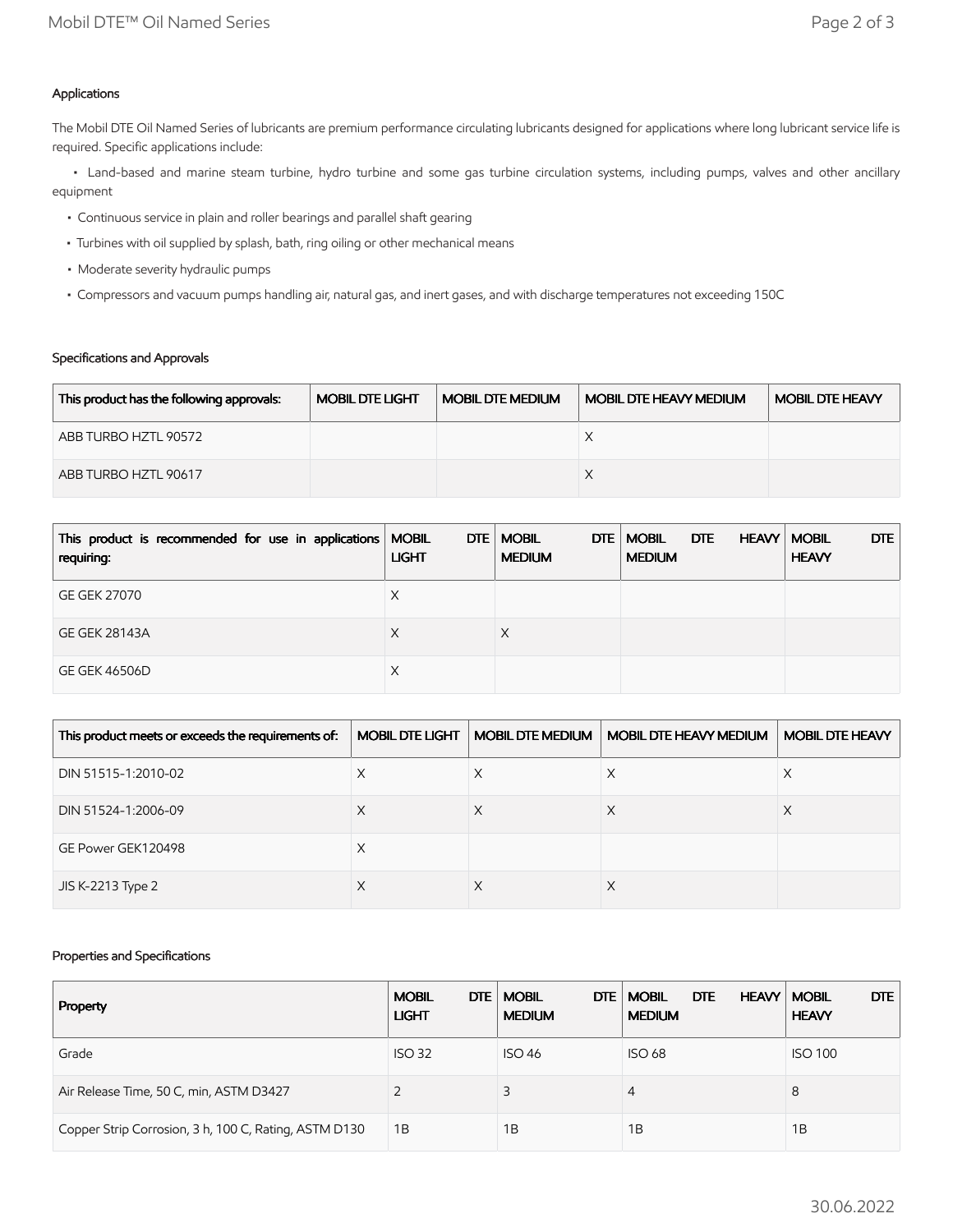## Applications

The Mobil DTE Oil Named Series of lubricants are premium performance circulating lubricants designed for applications where long lubricant service life is required. Specific applications include:

- Land-based and marine steam turbine, hydro turbine and some gas turbine circulation systems, including pumps, valves and other ancillary equipment
- Continuous service in plain and roller bearings and parallel shaft gearing
- Turbines with oil supplied by splash, bath, ring oiling or other mechanical means
- Moderate severity hydraulic pumps
- Compressors and vacuum pumps handling air, natural gas, and inert gases, and with discharge temperatures not exceeding 150C

## Specifications and Approvals

| This product has the following approvals: | MOBIL DTE LIGHT | MOBIL DTE MEDIUM | MOBIL DTE HEAVY MEDIUM | MOBIL DTE HEAVY |
|---|---|---|---|---|
| ABB TURBO HZTL 90572 | | | X | |
| ABB TURBO HZTL 90617 | | | X | |

| This product is recommended for use in applications requiring: | MOBIL DTE LIGHT | MOBIL DTE MEDIUM | MOBIL DTE HEAVY MEDIUM | MOBIL DTE HEAVY |
|---|---|---|---|---|
| GE GEK 27070 | X | | | |
| GE GEK 28143A | X | X | | |
| GE GEK 46506D | X | | | |

| This product meets or exceeds the requirements of: | MOBIL DTE LIGHT | MOBIL DTE MEDIUM | MOBIL DTE HEAVY MEDIUM | MOBIL DTE HEAVY |
|---|---|---|---|---|
| DIN 51515-1:2010-02 | X | X | X | X |
| DIN 51524-1:2006-09 | X | X | X | X |
| GE Power GEK120498 | X | | | |
| JIS K-2213 Type 2 | X | X | X | |

## Properties and Specifications

| Property | MOBIL DTE LIGHT | MOBIL DTE MEDIUM | MOBIL DTE HEAVY MEDIUM | MOBIL DTE HEAVY |
|---|---|---|---|---|
| Grade | ISO 32 | ISO 46 | ISO 68 | ISO 100 |
| Air Release Time, 50 C, min, ASTM D3427 | 2 | 3 | 4 | 8 |
| Copper Strip Corrosion, 3 h, 100 C, Rating, ASTM D130 | 1B | 1B | 1B | 1B |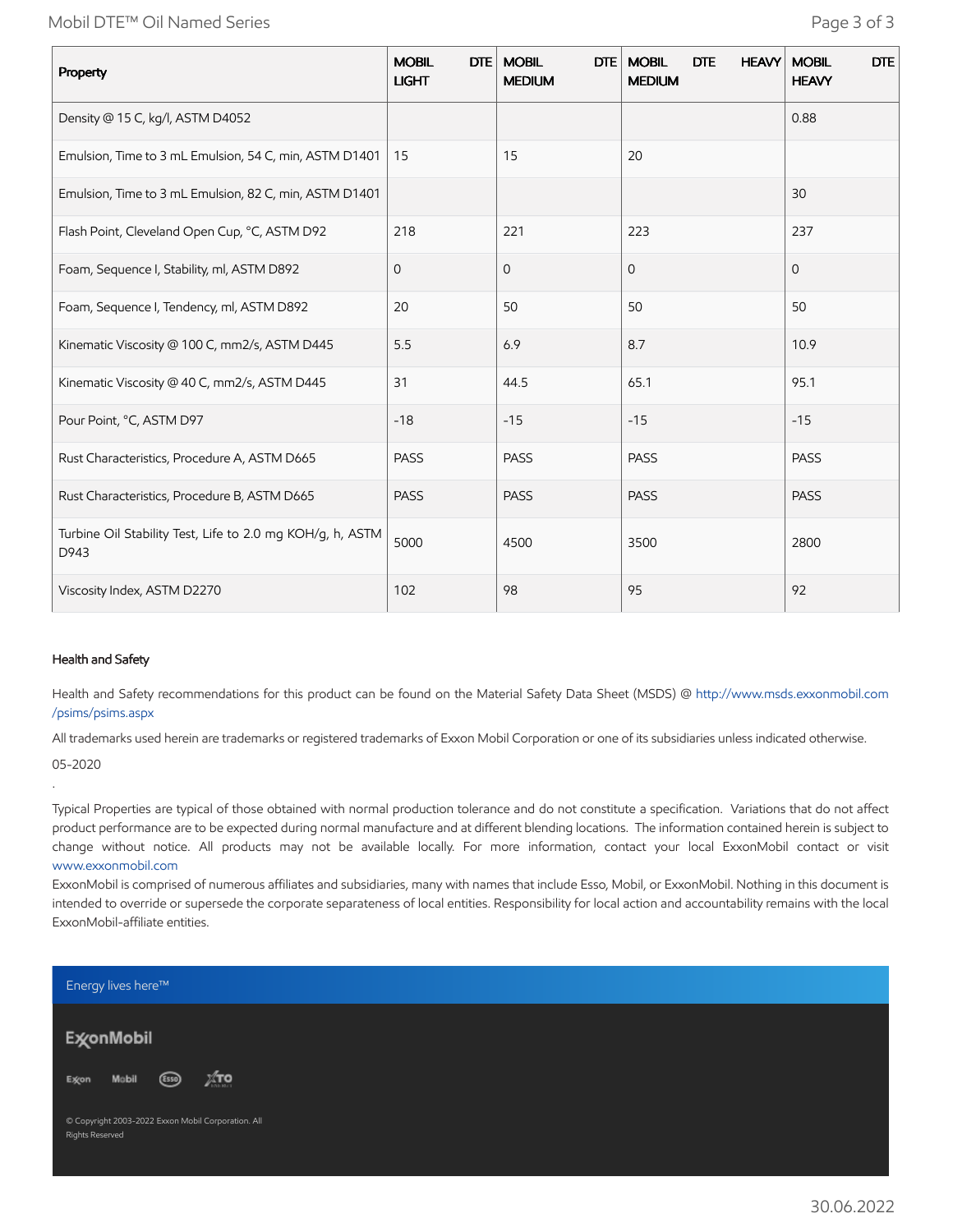| Property | MOBIL DTE LIGHT | MOBIL DTE MEDIUM | MOBIL DTE HEAVY MEDIUM | MOBIL DTE HEAVY |
|---|---|---|---|---|
| Density @ 15 C, kg/l, ASTM D4052 | | | | 0.88 |
| Emulsion, Time to 3 mL Emulsion, 54 C, min, ASTM D1401 | 15 | 15 | 20 | |
| Emulsion, Time to 3 mL Emulsion, 82 C, min, ASTM D1401 | | | | 30 |
| Flash Point, Cleveland Open Cup, °C, ASTM D92 | 218 | 221 | 223 | 237 |
| Foam, Sequence I, Stability, ml, ASTM D892 | 0 | 0 | 0 | 0 |
| Foam, Sequence I, Tendency, ml, ASTM D892 | 20 | 50 | 50 | 50 |
| Kinematic Viscosity @ 100 C, mm2/s, ASTM D445 | 5.5 | 6.9 | 8.7 | 10.9 |
| Kinematic Viscosity @ 40 C, mm2/s, ASTM D445 | 31 | 44.5 | 65.1 | 95.1 |
| Pour Point, °C, ASTM D97 | -18 | -15 | -15 | -15 |
| Rust Characteristics, Procedure A, ASTM D665 | PASS | PASS | PASS | PASS |
| Rust Characteristics, Procedure B, ASTM D665 | PASS | PASS | PASS | PASS |
| Turbine Oil Stability Test, Life to 2.0 mg KOH/g, h, ASTM D943 | 5000 | 4500 | 3500 | 2800 |
| Viscosity Index, ASTM D2270 | 102 | 98 | 95 | 92 |

### Health and Safety

Health and Safety recommendations for this product can be found on the Material Safety Data Sheet (MSDS) @ http://www.msds.exxonmobil.com/psims/psims.aspx

All trademarks used herein are trademarks or registered trademarks of Exxon Mobil Corporation or one of its subsidiaries unless indicated otherwise.

05-2020

.

Typical Properties are typical of those obtained with normal production tolerance and do not constitute a specification. Variations that do not affect product performance are to be expected during normal manufacture and at different blending locations. The information contained herein is subject to change without notice. All products may not be available locally. For more information, contact your local ExxonMobil contact or visit www.exxonmobil.com

ExxonMobil is comprised of numerous affiliates and subsidiaries, many with names that include Esso, Mobil, or ExxonMobil. Nothing in this document is intended to override or supersede the corporate separateness of local entities. Responsibility for local action and accountability remains with the local ExxonMobil-affiliate entities.

Energy lives here™

ExxonMobil

Exxon Mobil Esso XTO

© Copyright 2003-2022 Exxon Mobil Corporation. All Rights Reserved